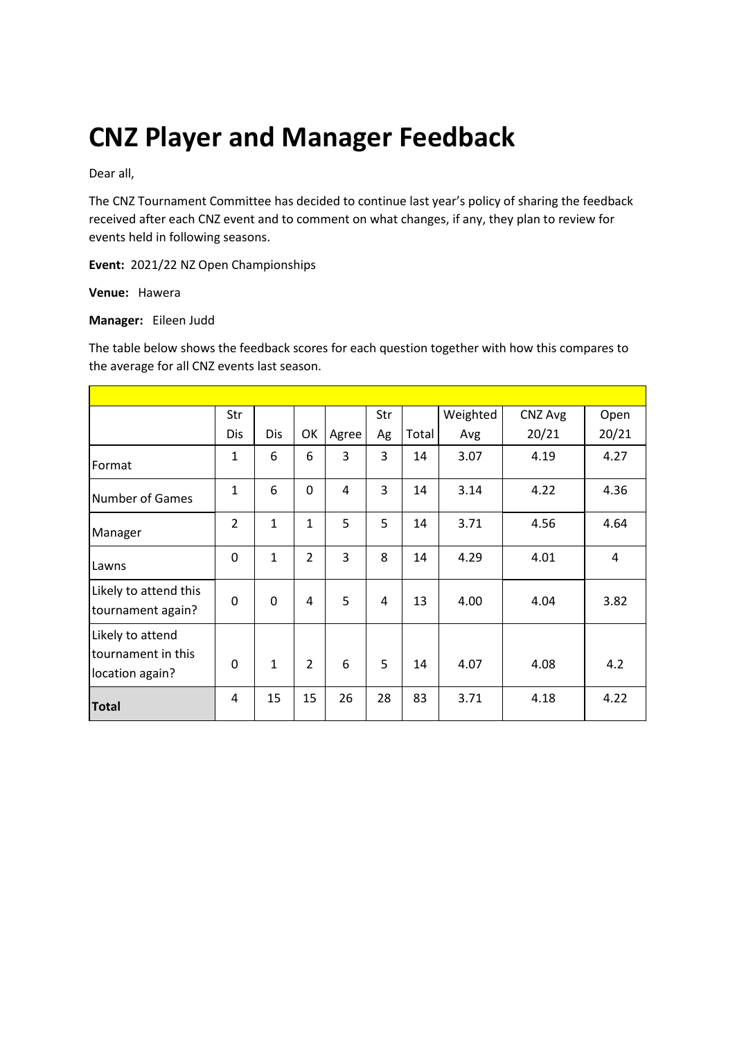# CNZ Player and Manager Feedback

Dear all,

The CNZ Tournament Committee has decided to continue last year's policy of sharing the feedback received after each CNZ event and to comment on what changes, if any, they plan to review for events held in following seasons.

**Event:** 2021/22 NZ Open Championships

**Venue:** Hawera

**Manager:** Eileen Judd

The table below shows the feedback scores for each question together with how this compares to the average for all CNZ events last season.

| | Str Dis | Dis | OK | Agree | Str Ag | Total | Weighted Avg | CNZ Avg 20/21 | Open 20/21 |
|---|---|---|---|---|---|---|---|---|---|
| Format | 1 | 6 | 6 | 3 | 3 | 14 | 3.07 | 4.19 | 4.27 |
| Number of Games | 1 | 6 | 0 | 4 | 3 | 14 | 3.14 | 4.22 | 4.36 |
| Manager | 2 | 1 | 1 | 5 | 5 | 14 | 3.71 | 4.56 | 4.64 |
| Lawns | 0 | 1 | 2 | 3 | 8 | 14 | 4.29 | 4.01 | 4 |
| Likely to attend this tournament again? | 0 | 0 | 4 | 5 | 4 | 13 | 4.00 | 4.04 | 3.82 |
| Likely to attend tournament in this location again? | 0 | 1 | 2 | 6 | 5 | 14 | 4.07 | 4.08 | 4.2 |
| **Total** | 4 | 15 | 15 | 26 | 28 | 83 | 3.71 | 4.18 | 4.22 |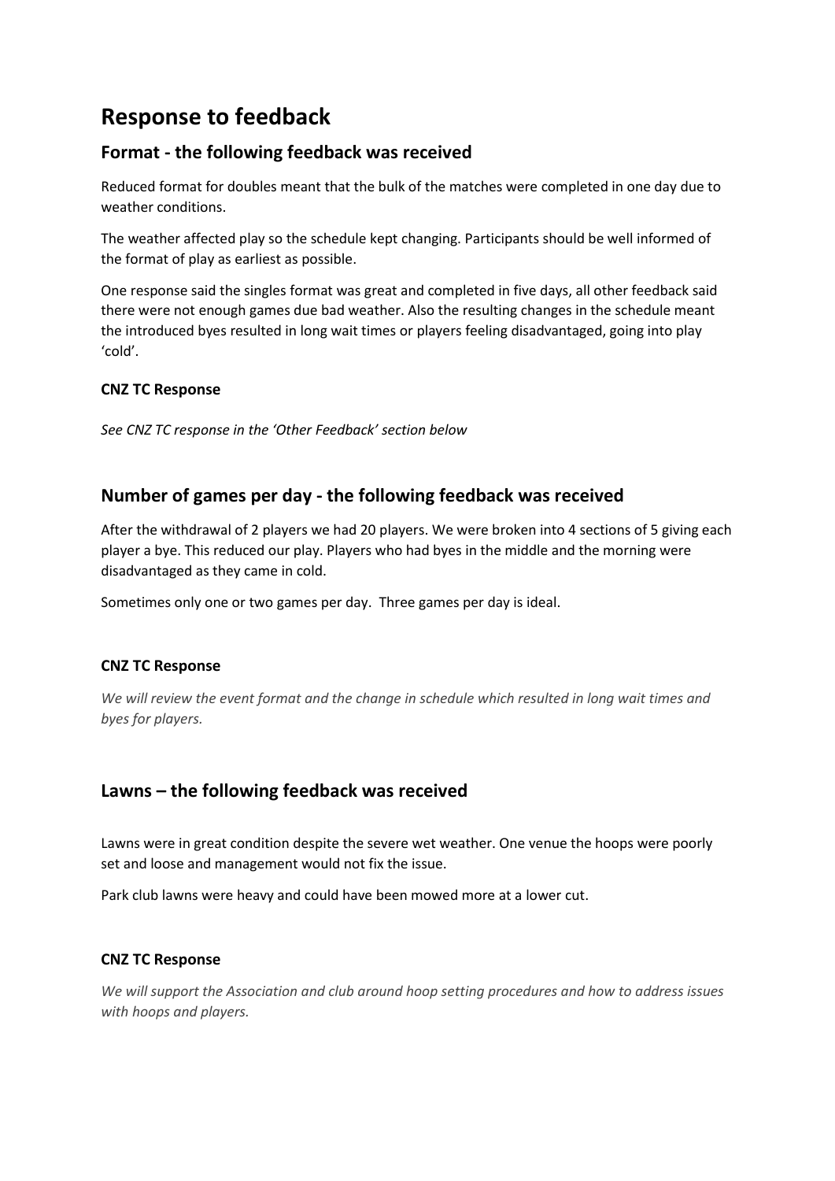# Response to feedback

## Format - the following feedback was received

Reduced format for doubles meant that the bulk of the matches were completed in one day due to weather conditions.

The weather affected play so the schedule kept changing. Participants should be well informed of the format of play as earliest as possible.

One response said the singles format was great and completed in five days, all other feedback said there were not enough games due bad weather. Also the resulting changes in the schedule meant the introduced byes resulted in long wait times or players feeling disadvantaged, going into play 'cold'.

### CNZ TC Response

*See CNZ TC response in the 'Other Feedback' section below*

## Number of games per day - the following feedback was received

After the withdrawal of 2 players we had 20 players. We were broken into 4 sections of 5 giving each player a bye. This reduced our play. Players who had byes in the middle and the morning were disadvantaged as they came in cold.

Sometimes only one or two games per day. Three games per day is ideal.

### CNZ TC Response

*We will review the event format and the change in schedule which resulted in long wait times and byes for players.*

## Lawns – the following feedback was received

Lawns were in great condition despite the severe wet weather. One venue the hoops were poorly set and loose and management would not fix the issue.

Park club lawns were heavy and could have been mowed more at a lower cut.

### CNZ TC Response

*We will support the Association and club around hoop setting procedures and how to address issues with hoops and players.*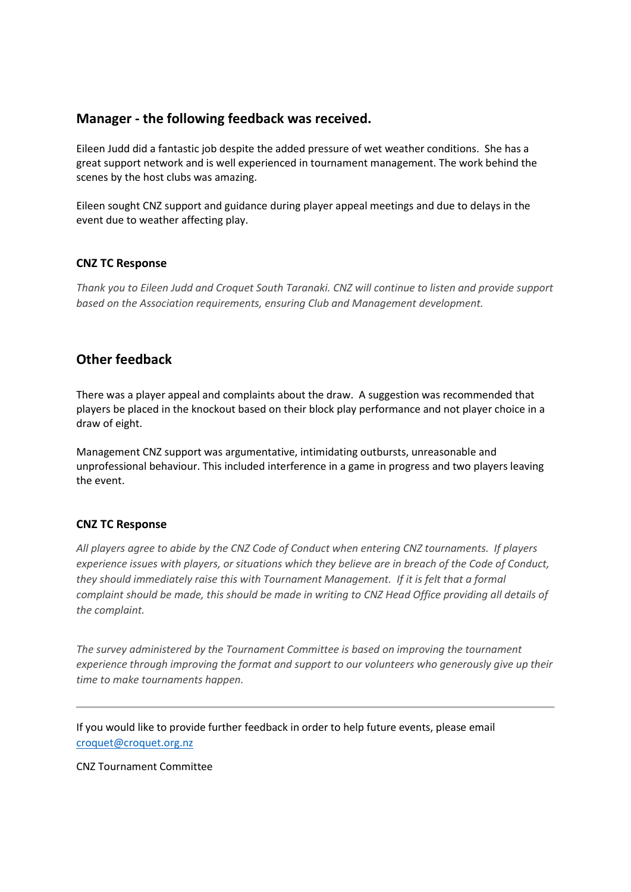## Manager - the following feedback was received.

Eileen Judd did a fantastic job despite the added pressure of wet weather conditions. She has a great support network and is well experienced in tournament management. The work behind the scenes by the host clubs was amazing.

Eileen sought CNZ support and guidance during player appeal meetings and due to delays in the event due to weather affecting play.

#### CNZ TC Response

*Thank you to Eileen Judd and Croquet South Taranaki. CNZ will continue to listen and provide support based on the Association requirements, ensuring Club and Management development.*

## Other feedback

There was a player appeal and complaints about the draw. A suggestion was recommended that players be placed in the knockout based on their block play performance and not player choice in a draw of eight.

Management CNZ support was argumentative, intimidating outbursts, unreasonable and unprofessional behaviour. This included interference in a game in progress and two players leaving the event.

#### CNZ TC Response

*All players agree to abide by the CNZ Code of Conduct when entering CNZ tournaments. If players experience issues with players, or situations which they believe are in breach of the Code of Conduct, they should immediately raise this with Tournament Management. If it is felt that a formal complaint should be made, this should be made in writing to CNZ Head Office providing all details of the complaint.*

*The survey administered by the Tournament Committee is based on improving the tournament experience through improving the format and support to our volunteers who generously give up their time to make tournaments happen.*

---

If you would like to provide further feedback in order to help future events, please email [croquet@croquet.org.nz](mailto:croquet@croquet.org.nz)

CNZ Tournament Committee